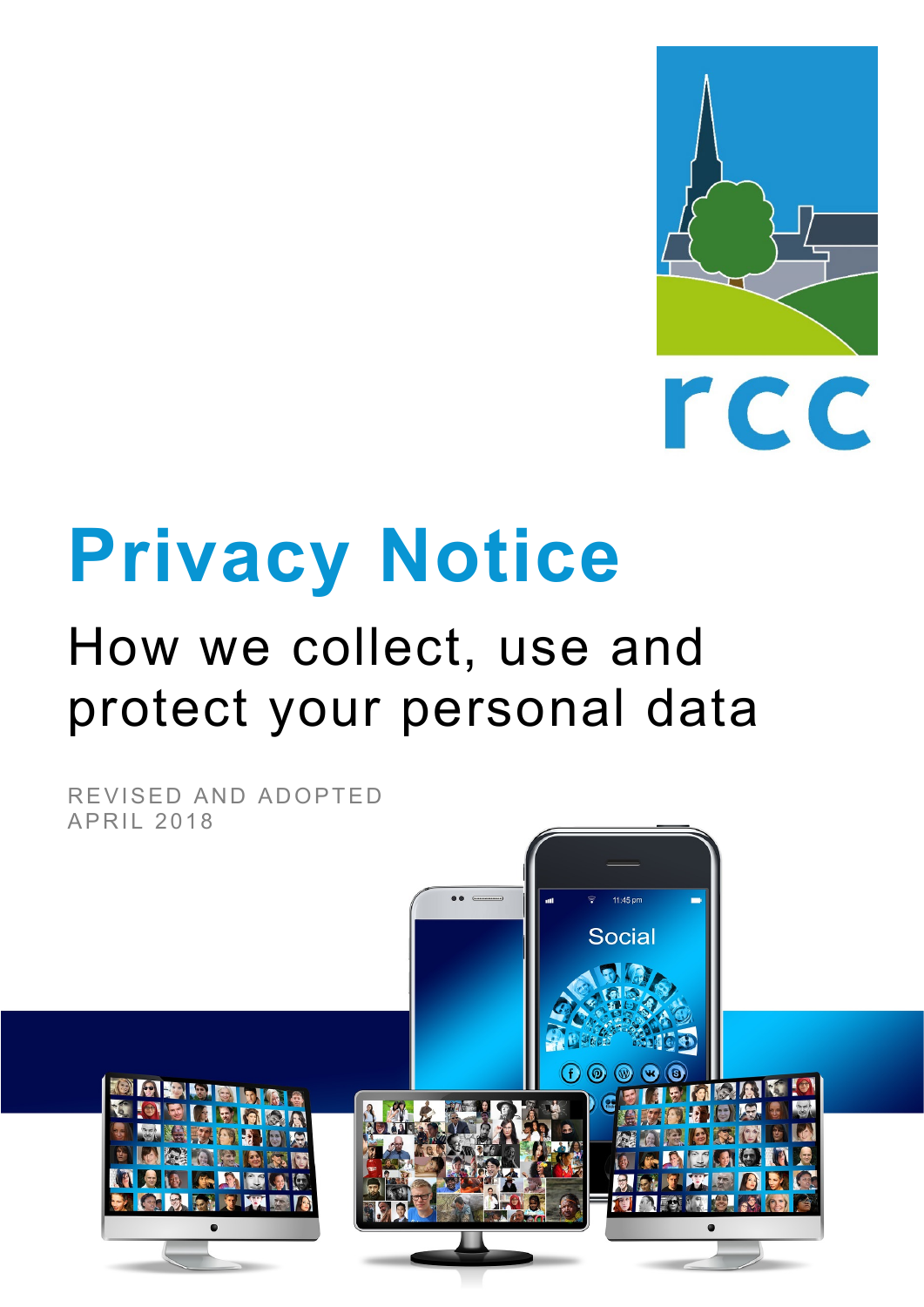rcc

# Privacy Notice

## How we collect, use and protect your personal data

REVISED AND ADOPTED
APRIL 2018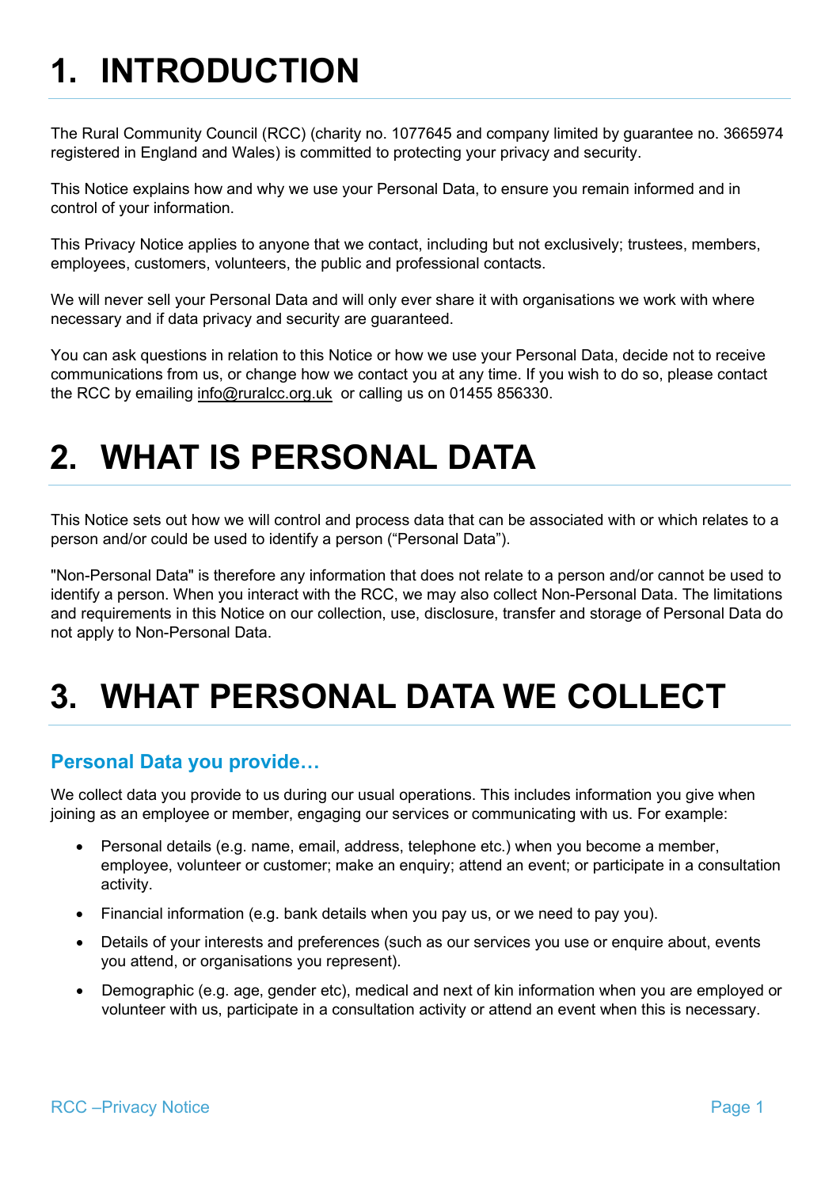# 1. INTRODUCTION

The Rural Community Council (RCC) (charity no. 1077645 and company limited by guarantee no. 3665974 registered in England and Wales) is committed to protecting your privacy and security.

This Notice explains how and why we use your Personal Data, to ensure you remain informed and in control of your information.

This Privacy Notice applies to anyone that we contact, including but not exclusively; trustees, members, employees, customers, volunteers, the public and professional contacts.

We will never sell your Personal Data and will only ever share it with organisations we work with where necessary and if data privacy and security are guaranteed.

You can ask questions in relation to this Notice or how we use your Personal Data, decide not to receive communications from us, or change how we contact you at any time. If you wish to do so, please contact the RCC by emailing info@ruralcc.org.uk or calling us on 01455 856330.

# 2. WHAT IS PERSONAL DATA

This Notice sets out how we will control and process data that can be associated with or which relates to a person and/or could be used to identify a person ("Personal Data").

"Non-Personal Data" is therefore any information that does not relate to a person and/or cannot be used to identify a person. When you interact with the RCC, we may also collect Non-Personal Data. The limitations and requirements in this Notice on our collection, use, disclosure, transfer and storage of Personal Data do not apply to Non-Personal Data.

# 3. WHAT PERSONAL DATA WE COLLECT

## Personal Data you provide…

We collect data you provide to us during our usual operations. This includes information you give when joining as an employee or member, engaging our services or communicating with us. For example:

- Personal details (e.g. name, email, address, telephone etc.) when you become a member, employee, volunteer or customer; make an enquiry; attend an event; or participate in a consultation activity.
- Financial information (e.g. bank details when you pay us, or we need to pay you).
- Details of your interests and preferences (such as our services you use or enquire about, events you attend, or organisations you represent).
- Demographic (e.g. age, gender etc), medical and next of kin information when you are employed or volunteer with us, participate in a consultation activity or attend an event when this is necessary.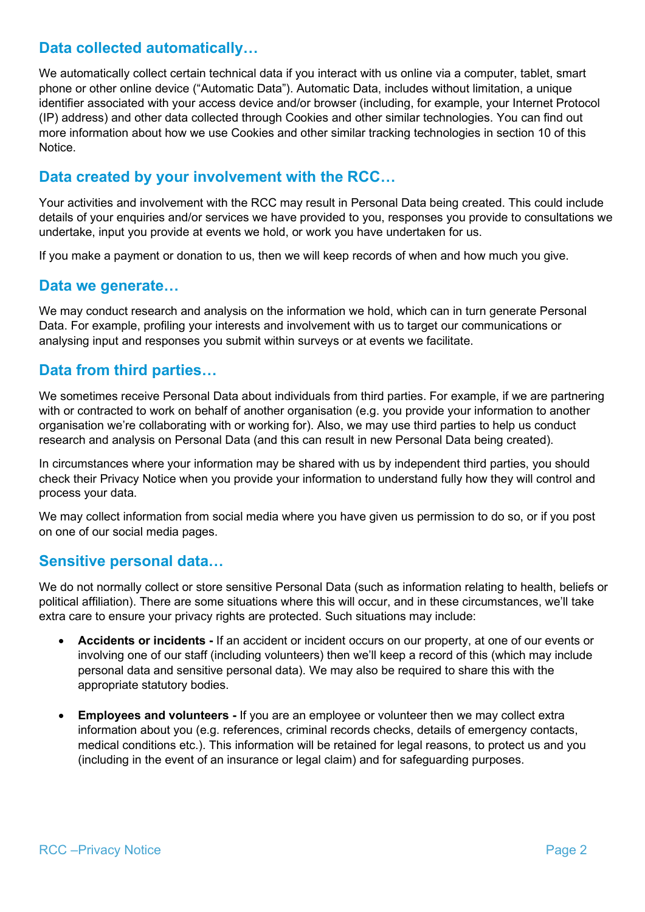## Data collected automatically…

We automatically collect certain technical data if you interact with us online via a computer, tablet, smart phone or other online device ("Automatic Data"). Automatic Data, includes without limitation, a unique identifier associated with your access device and/or browser (including, for example, your Internet Protocol (IP) address) and other data collected through Cookies and other similar technologies. You can find out more information about how we use Cookies and other similar tracking technologies in section 10 of this Notice.

## Data created by your involvement with the RCC…

Your activities and involvement with the RCC may result in Personal Data being created. This could include details of your enquiries and/or services we have provided to you, responses you provide to consultations we undertake, input you provide at events we hold, or work you have undertaken for us.

If you make a payment or donation to us, then we will keep records of when and how much you give.

## Data we generate…

We may conduct research and analysis on the information we hold, which can in turn generate Personal Data. For example, profiling your interests and involvement with us to target our communications or analysing input and responses you submit within surveys or at events we facilitate.

## Data from third parties…

We sometimes receive Personal Data about individuals from third parties. For example, if we are partnering with or contracted to work on behalf of another organisation (e.g. you provide your information to another organisation we're collaborating with or working for). Also, we may use third parties to help us conduct research and analysis on Personal Data (and this can result in new Personal Data being created).

In circumstances where your information may be shared with us by independent third parties, you should check their Privacy Notice when you provide your information to understand fully how they will control and process your data.

We may collect information from social media where you have given us permission to do so, or if you post on one of our social media pages.

## Sensitive personal data…

We do not normally collect or store sensitive Personal Data (such as information relating to health, beliefs or political affiliation). There are some situations where this will occur, and in these circumstances, we'll take extra care to ensure your privacy rights are protected. Such situations may include:

- **Accidents or incidents -** If an accident or incident occurs on our property, at one of our events or involving one of our staff (including volunteers) then we'll keep a record of this (which may include personal data and sensitive personal data). We may also be required to share this with the appropriate statutory bodies.

- **Employees and volunteers -** If you are an employee or volunteer then we may collect extra information about you (e.g. references, criminal records checks, details of emergency contacts, medical conditions etc.). This information will be retained for legal reasons, to protect us and you (including in the event of an insurance or legal claim) and for safeguarding purposes.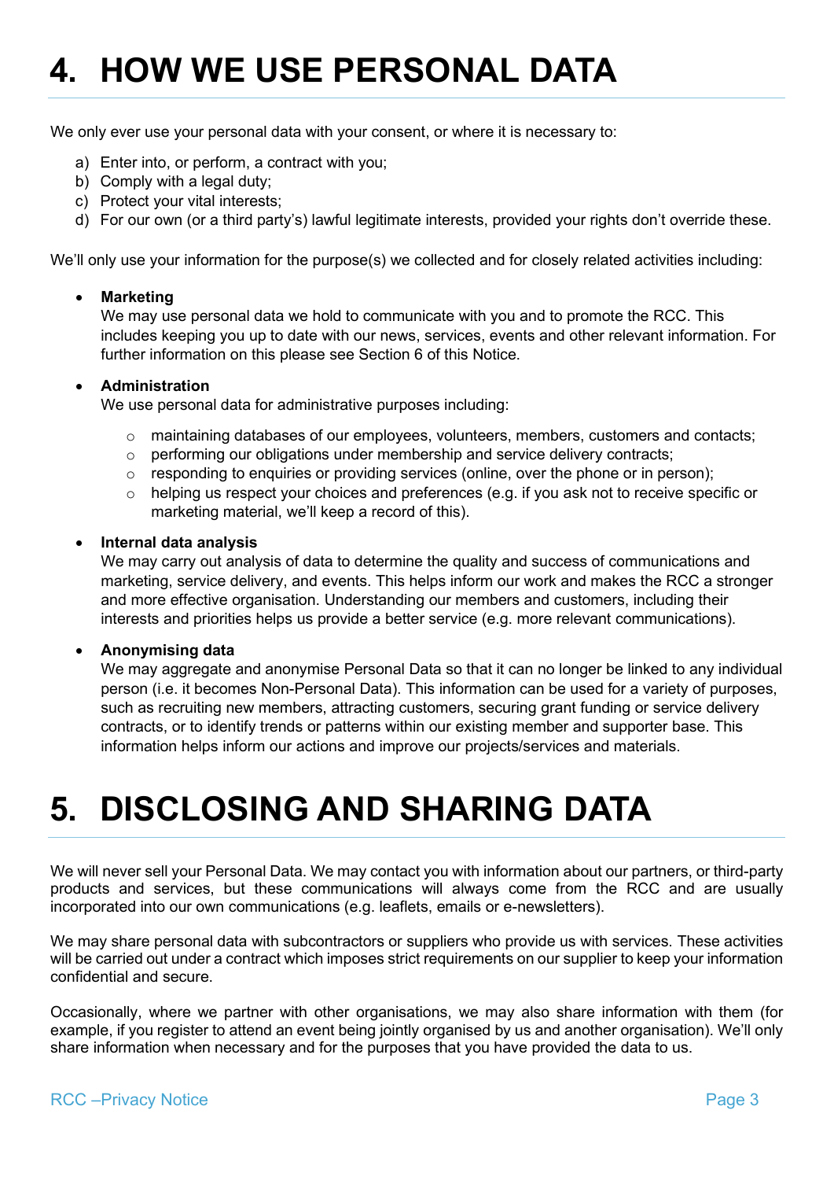# 4. HOW WE USE PERSONAL DATA

We only ever use your personal data with your consent, or where it is necessary to:

a) Enter into, or perform, a contract with you;
b) Comply with a legal duty;
c) Protect your vital interests;
d) For our own (or a third party's) lawful legitimate interests, provided your rights don't override these.

We'll only use your information for the purpose(s) we collected and for closely related activities including:

- **Marketing**
  We may use personal data we hold to communicate with you and to promote the RCC. This includes keeping you up to date with our news, services, events and other relevant information. For further information on this please see Section 6 of this Notice.

- **Administration**
  We use personal data for administrative purposes including:
  - maintaining databases of our employees, volunteers, members, customers and contacts;
  - performing our obligations under membership and service delivery contracts;
  - responding to enquiries or providing services (online, over the phone or in person);
  - helping us respect your choices and preferences (e.g. if you ask not to receive specific or marketing material, we'll keep a record of this).

- **Internal data analysis**
  We may carry out analysis of data to determine the quality and success of communications and marketing, service delivery, and events. This helps inform our work and makes the RCC a stronger and more effective organisation. Understanding our members and customers, including their interests and priorities helps us provide a better service (e.g. more relevant communications).

- **Anonymising data**
  We may aggregate and anonymise Personal Data so that it can no longer be linked to any individual person (i.e. it becomes Non-Personal Data). This information can be used for a variety of purposes, such as recruiting new members, attracting customers, securing grant funding or service delivery contracts, or to identify trends or patterns within our existing member and supporter base. This information helps inform our actions and improve our projects/services and materials.

# 5. DISCLOSING AND SHARING DATA

We will never sell your Personal Data. We may contact you with information about our partners, or third-party products and services, but these communications will always come from the RCC and are usually incorporated into our own communications (e.g. leaflets, emails or e-newsletters).

We may share personal data with subcontractors or suppliers who provide us with services. These activities will be carried out under a contract which imposes strict requirements on our supplier to keep your information confidential and secure.

Occasionally, where we partner with other organisations, we may also share information with them (for example, if you register to attend an event being jointly organised by us and another organisation). We'll only share information when necessary and for the purposes that you have provided the data to us.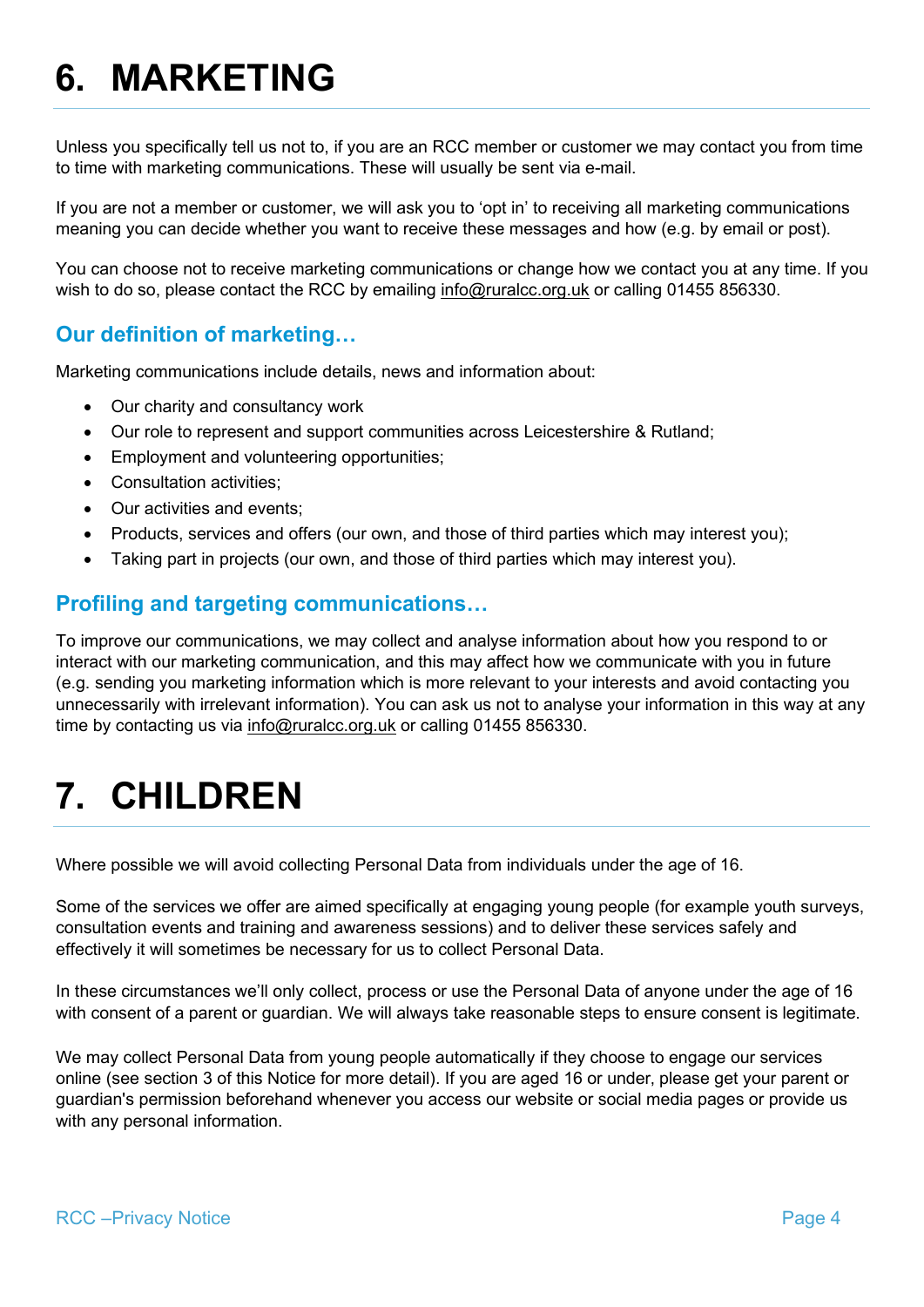# 6. MARKETING

Unless you specifically tell us not to, if you are an RCC member or customer we may contact you from time to time with marketing communications. These will usually be sent via e-mail.

If you are not a member or customer, we will ask you to 'opt in' to receiving all marketing communications meaning you can decide whether you want to receive these messages and how (e.g. by email or post).

You can choose not to receive marketing communications or change how we contact you at any time. If you wish to do so, please contact the RCC by emailing info@ruralcc.org.uk or calling 01455 856330.

## Our definition of marketing…

Marketing communications include details, news and information about:

- Our charity and consultancy work
- Our role to represent and support communities across Leicestershire & Rutland;
- Employment and volunteering opportunities;
- Consultation activities;
- Our activities and events;
- Products, services and offers (our own, and those of third parties which may interest you);
- Taking part in projects (our own, and those of third parties which may interest you).

## Profiling and targeting communications…

To improve our communications, we may collect and analyse information about how you respond to or interact with our marketing communication, and this may affect how we communicate with you in future (e.g. sending you marketing information which is more relevant to your interests and avoid contacting you unnecessarily with irrelevant information). You can ask us not to analyse your information in this way at any time by contacting us via info@ruralcc.org.uk or calling 01455 856330.

# 7. CHILDREN

Where possible we will avoid collecting Personal Data from individuals under the age of 16.

Some of the services we offer are aimed specifically at engaging young people (for example youth surveys, consultation events and training and awareness sessions) and to deliver these services safely and effectively it will sometimes be necessary for us to collect Personal Data.

In these circumstances we'll only collect, process or use the Personal Data of anyone under the age of 16 with consent of a parent or guardian. We will always take reasonable steps to ensure consent is legitimate.

We may collect Personal Data from young people automatically if they choose to engage our services online (see section 3 of this Notice for more detail). If you are aged 16 or under, please get your parent or guardian's permission beforehand whenever you access our website or social media pages or provide us with any personal information.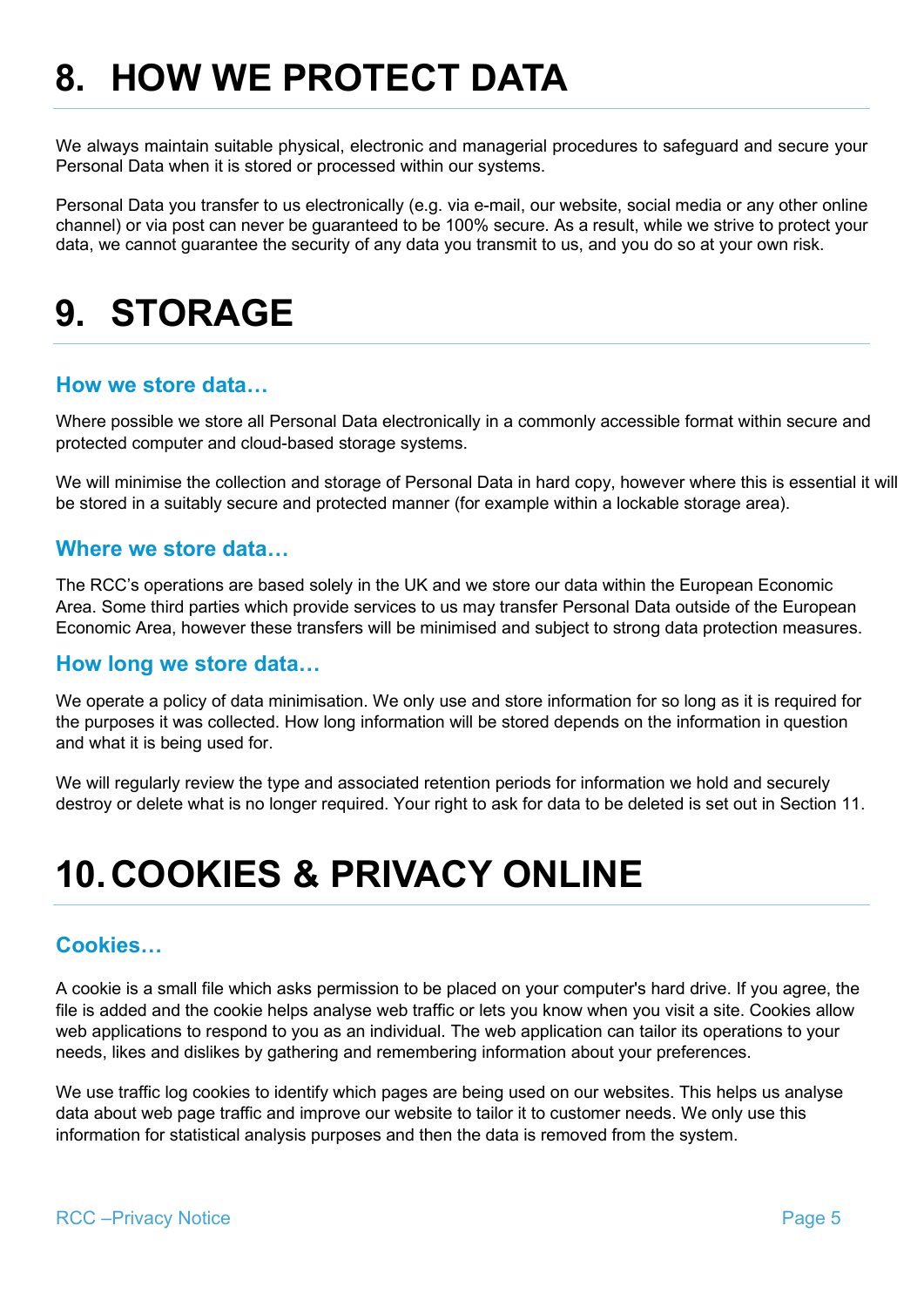# 8. HOW WE PROTECT DATA

We always maintain suitable physical, electronic and managerial procedures to safeguard and secure your Personal Data when it is stored or processed within our systems.

Personal Data you transfer to us electronically (e.g. via e-mail, our website, social media or any other online channel) or via post can never be guaranteed to be 100% secure. As a result, while we strive to protect your data, we cannot guarantee the security of any data you transmit to us, and you do so at your own risk.

# 9. STORAGE

## How we store data…

Where possible we store all Personal Data electronically in a commonly accessible format within secure and protected computer and cloud-based storage systems.

We will minimise the collection and storage of Personal Data in hard copy, however where this is essential it will be stored in a suitably secure and protected manner (for example within a lockable storage area).

## Where we store data…

The RCC's operations are based solely in the UK and we store our data within the European Economic Area. Some third parties which provide services to us may transfer Personal Data outside of the European Economic Area, however these transfers will be minimised and subject to strong data protection measures.

## How long we store data…

We operate a policy of data minimisation. We only use and store information for so long as it is required for the purposes it was collected. How long information will be stored depends on the information in question and what it is being used for.

We will regularly review the type and associated retention periods for information we hold and securely destroy or delete what is no longer required. Your right to ask for data to be deleted is set out in Section 11.

# 10. COOKIES & PRIVACY ONLINE

## Cookies…

A cookie is a small file which asks permission to be placed on your computer's hard drive. If you agree, the file is added and the cookie helps analyse web traffic or lets you know when you visit a site. Cookies allow web applications to respond to you as an individual. The web application can tailor its operations to your needs, likes and dislikes by gathering and remembering information about your preferences.

We use traffic log cookies to identify which pages are being used on our websites. This helps us analyse data about web page traffic and improve our website to tailor it to customer needs. We only use this information for statistical analysis purposes and then the data is removed from the system.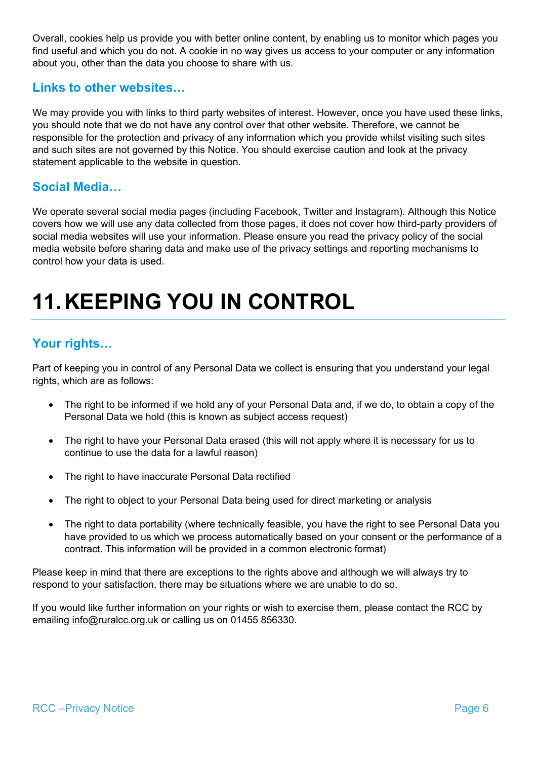Overall, cookies help us provide you with better online content, by enabling us to monitor which pages you find useful and which you do not. A cookie in no way gives us access to your computer or any information about you, other than the data you choose to share with us.

### Links to other websites…

We may provide you with links to third party websites of interest. However, once you have used these links, you should note that we do not have any control over that other website. Therefore, we cannot be responsible for the protection and privacy of any information which you provide whilst visiting such sites and such sites are not governed by this Notice. You should exercise caution and look at the privacy statement applicable to the website in question.

### Social Media…

We operate several social media pages (including Facebook, Twitter and Instagram). Although this Notice covers how we will use any data collected from those pages, it does not cover how third-party providers of social media websites will use your information. Please ensure you read the privacy policy of the social media website before sharing data and make use of the privacy settings and reporting mechanisms to control how your data is used.

# 11. KEEPING YOU IN CONTROL

### Your rights…

Part of keeping you in control of any Personal Data we collect is ensuring that you understand your legal rights, which are as follows:

- The right to be informed if we hold any of your Personal Data and, if we do, to obtain a copy of the Personal Data we hold (this is known as subject access request)
- The right to have your Personal Data erased (this will not apply where it is necessary for us to continue to use the data for a lawful reason)
- The right to have inaccurate Personal Data rectified
- The right to object to your Personal Data being used for direct marketing or analysis
- The right to data portability (where technically feasible, you have the right to see Personal Data you have provided to us which we process automatically based on your consent or the performance of a contract. This information will be provided in a common electronic format)

Please keep in mind that there are exceptions to the rights above and although we will always try to respond to your satisfaction, there may be situations where we are unable to do so.

If you would like further information on your rights or wish to exercise them, please contact the RCC by emailing info@ruralcc.org.uk or calling us on 01455 856330.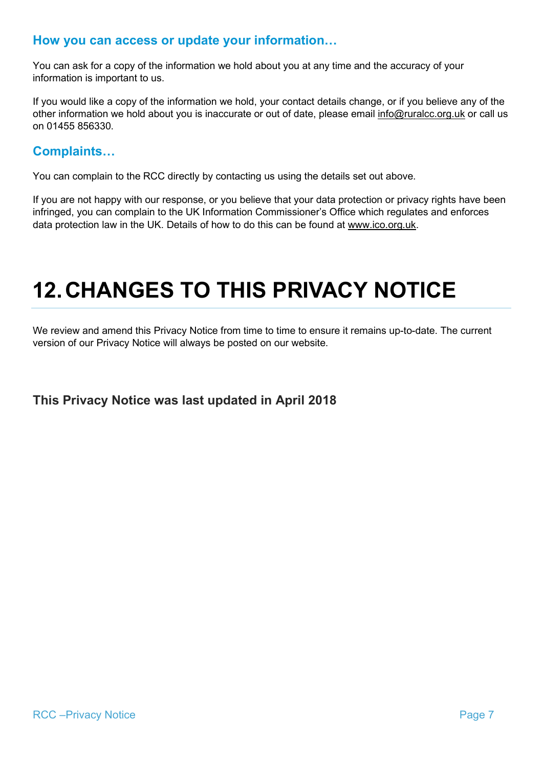### How you can access or update your information…

You can ask for a copy of the information we hold about you at any time and the accuracy of your information is important to us.

If you would like a copy of the information we hold, your contact details change, or if you believe any of the other information we hold about you is inaccurate or out of date, please email info@ruralcc.org.uk or call us on 01455 856330.

### Complaints…

You can complain to the RCC directly by contacting us using the details set out above.

If you are not happy with our response, or you believe that your data protection or privacy rights have been infringed, you can complain to the UK Information Commissioner's Office which regulates and enforces data protection law in the UK. Details of how to do this can be found at www.ico.org.uk.

# 12. CHANGES TO THIS PRIVACY NOTICE

We review and amend this Privacy Notice from time to time to ensure it remains up-to-date. The current version of our Privacy Notice will always be posted on our website.

**This Privacy Notice was last updated in April 2018**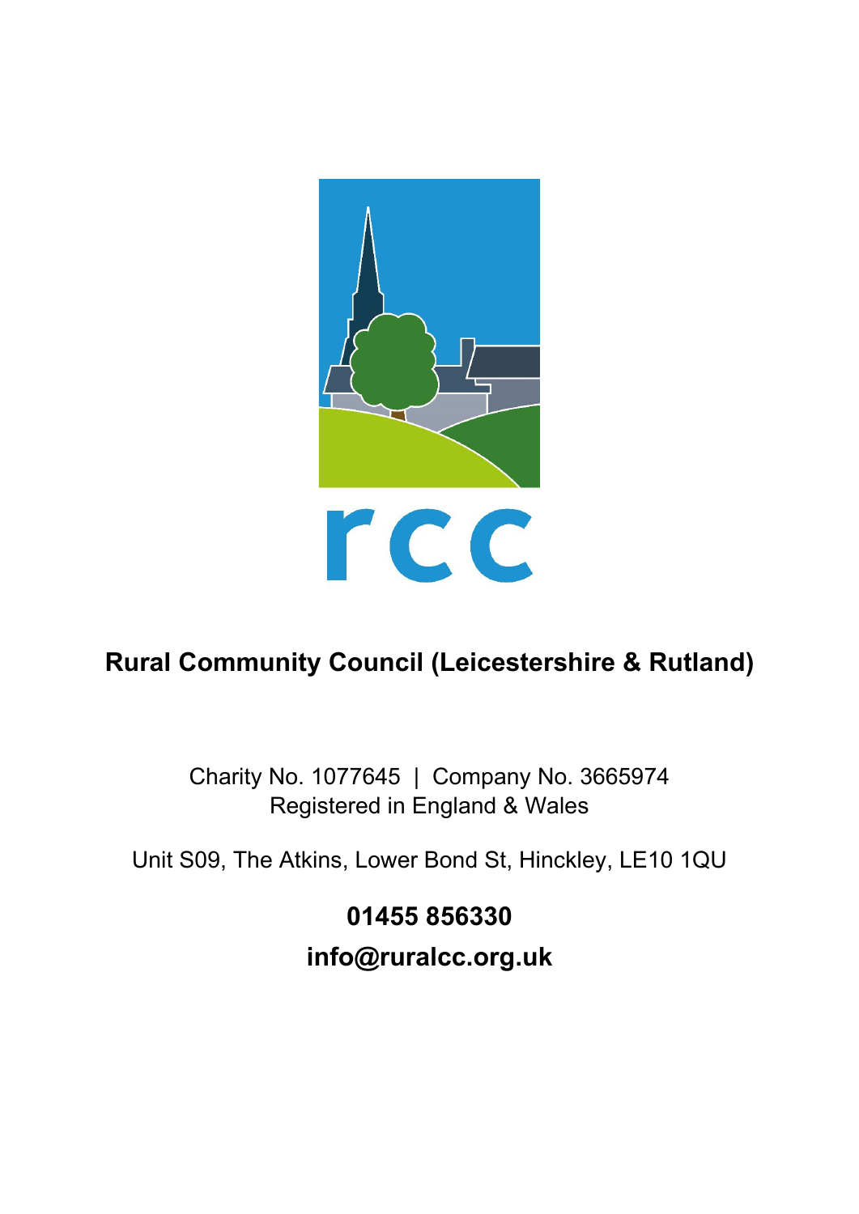**Rural Community Council (Leicestershire & Rutland)**

Charity No. 1077645 | Company No. 3665974
Registered in England & Wales

Unit S09, The Atkins, Lower Bond St, Hinckley, LE10 1QU

**01455 856330**

**info@ruralcc.org.uk**